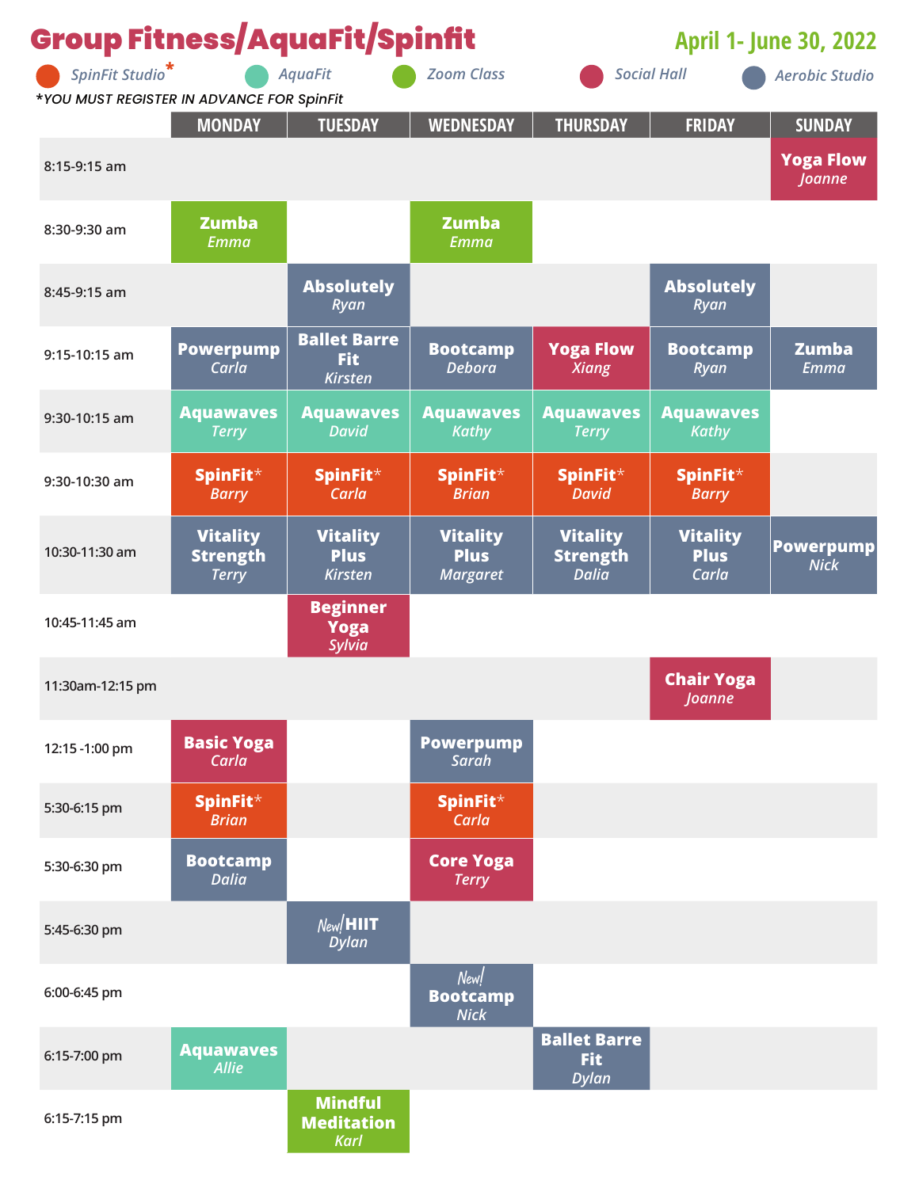# Group Fitness/AquaFit/Spinfit

**April 1- June 30, 2022**

SpinFit Studio* | AquaFit | Zoom Class | Social Hall | Aerobic Studio

*YOU MUST REGISTER IN ADVANCE FOR SpinFit

| | MONDAY | TUESDAY | WEDNESDAY | THURSDAY | FRIDAY | SUNDAY |
|---|---|---|---|---|---|---|
| 8:15-9:15 am | | | | | | **Yoga Flow** *Joanne* |
| 8:30-9:30 am | **Zumba** *Emma* | | **Zumba** *Emma* | | | |
| 8:45-9:15 am | | **Absolutely** *Ryan* | | | **Absolutely** *Ryan* | |
| 9:15-10:15 am | **Powerpump** *Carla* | **Ballet Barre Fit** *Kirsten* | **Bootcamp** *Debora* | **Yoga Flow** *Xiang* | **Bootcamp** *Ryan* | **Zumba** *Emma* |
| 9:30-10:15 am | **Aquawaves** *Terry* | **Aquawaves** *David* | **Aquawaves** *Kathy* | **Aquawaves** *Terry* | **Aquawaves** *Kathy* | |
| 9:30-10:30 am | **SpinFit*** *Barry* | **SpinFit*** *Carla* | **SpinFit*** *Brian* | **SpinFit*** *David* | **SpinFit*** *Barry* | |
| 10:30-11:30 am | **Vitality Strength** *Terry* | **Vitality Plus** *Kirsten* | **Vitality Plus** *Margaret* | **Vitality Strength** *Dalia* | **Vitality Plus** *Carla* | **Powerpump** *Nick* |
| 10:45-11:45 am | | **Beginner Yoga** *Sylvia* | | | | |
| 11:30am-12:15 pm | | | | | **Chair Yoga** *Joanne* | |
| 12:15 -1:00 pm | **Basic Yoga** *Carla* | | **Powerpump** *Sarah* | | | |
| 5:30-6:15 pm | **SpinFit*** *Brian* | | **SpinFit*** *Carla* | | | |
| 5:30-6:30 pm | **Bootcamp** *Dalia* | | **Core Yoga** *Terry* | | | |
| 5:45-6:30 pm | | New! **HIIT** *Dylan* | | | | |
| 6:00-6:45 pm | | | New! **Bootcamp** *Nick* | | | |
| 6:15-7:00 pm | **Aquawaves** *Allie* | | | **Ballet Barre Fit** *Dylan* | | |
| 6:15-7:15 pm | | **Mindful Meditation** *Karl* | | | | |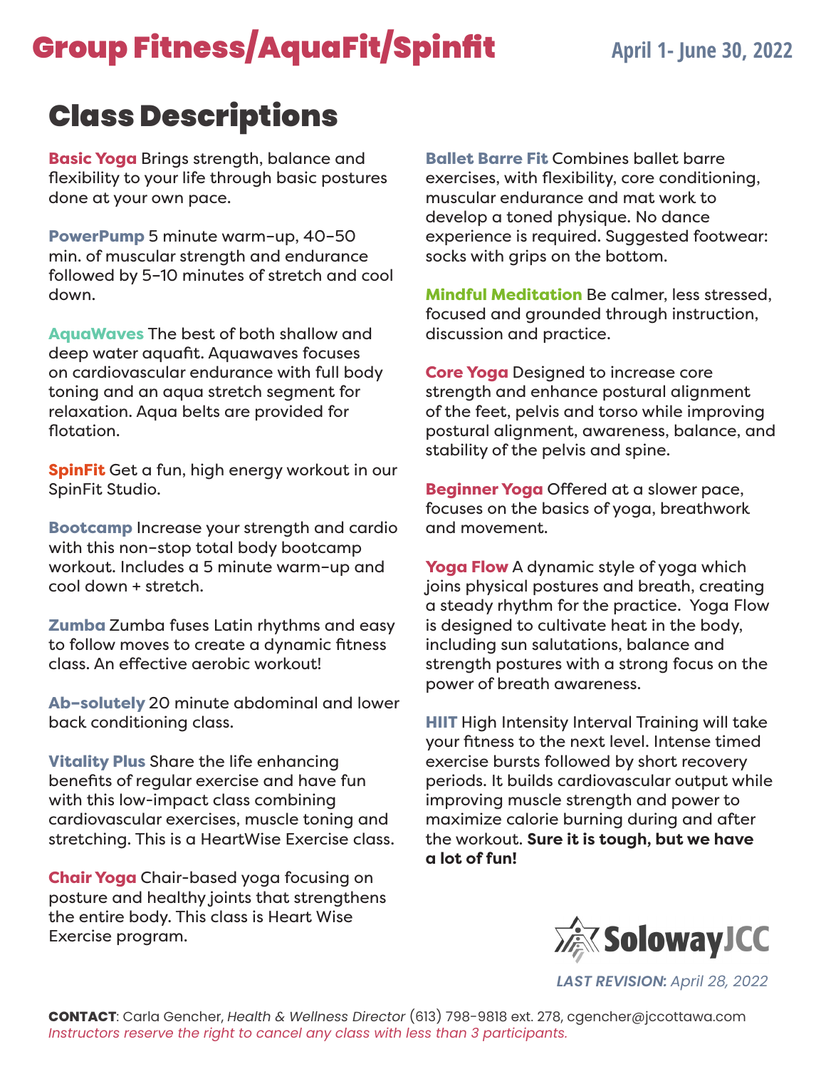# Group Fitness/AquaFit/Spinfit

April 1- June 30, 2022

## Class Descriptions

**Basic Yoga** Brings strength, balance and flexibility to your life through basic postures done at your own pace.

**PowerPump** 5 minute warm-up, 40-50 min. of muscular strength and endurance followed by 5-10 minutes of stretch and cool down.

**AquaWaves** The best of both shallow and deep water aquafit. Aquawaves focuses on cardiovascular endurance with full body toning and an aqua stretch segment for relaxation. Aqua belts are provided for flotation.

**SpinFit** Get a fun, high energy workout in our SpinFit Studio.

**Bootcamp** Increase your strength and cardio with this non-stop total body bootcamp workout. Includes a 5 minute warm-up and cool down + stretch.

**Zumba** Zumba fuses Latin rhythms and easy to follow moves to create a dynamic fitness class. An effective aerobic workout!

**Ab-solutely** 20 minute abdominal and lower back conditioning class.

**Vitality Plus** Share the life enhancing benefits of regular exercise and have fun with this low-impact class combining cardiovascular exercises, muscle toning and stretching. This is a HeartWise Exercise class.

**Chair Yoga** Chair-based yoga focusing on posture and healthy joints that strengthens the entire body. This class is Heart Wise Exercise program.

**Ballet Barre Fit** Combines ballet barre exercises, with flexibility, core conditioning, muscular endurance and mat work to develop a toned physique. No dance experience is required. Suggested footwear: socks with grips on the bottom.

**Mindful Meditation** Be calmer, less stressed, focused and grounded through instruction, discussion and practice.

**Core Yoga** Designed to increase core strength and enhance postural alignment of the feet, pelvis and torso while improving postural alignment, awareness, balance, and stability of the pelvis and spine.

**Beginner Yoga** Offered at a slower pace, focuses on the basics of yoga, breathwork and movement.

**Yoga Flow** A dynamic style of yoga which joins physical postures and breath, creating a steady rhythm for the practice. Yoga Flow is designed to cultivate heat in the body, including sun salutations, balance and strength postures with a strong focus on the power of breath awareness.

**HIIT** High Intensity Interval Training will take your fitness to the next level. Intense timed exercise bursts followed by short recovery periods. It builds cardiovascular output while improving muscle strength and power to maximize calorie burning during and after the workout. **Sure it is tough, but we have a lot of fun!**

SolowayJCC

***LAST REVISION:*** *April 28, 2022*

**CONTACT**: Carla Gencher, *Health & Wellness Director* (613) 798-9818 ext. 278, cgencher@jccottawa.com
*Instructors reserve the right to cancel any class with less than 3 participants.*